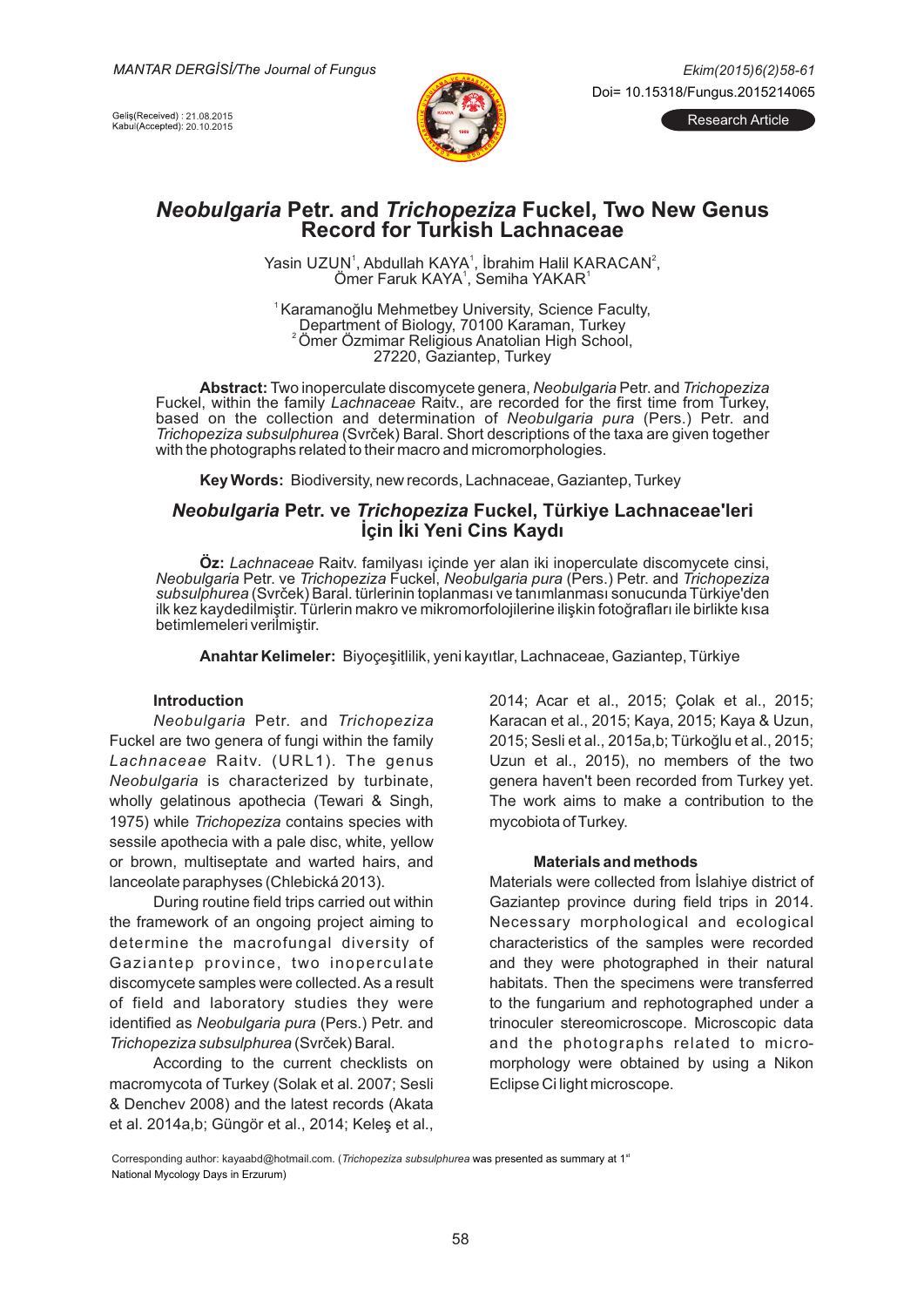Geliş(Received) : 21.08.2015
Kabul(Accepted): 20.10.2015

Doi= 10.15318/Fungus.2015214065

Research Article

# *Neobulgaria* Petr. and *Trichopeziza* Fuckel, Two New Genus Record for Turkish Lachnaceae

Yasin UZUN[1], Abdullah KAYA[1], İbrahim Halil KARACAN[2], Ömer Faruk KAYA[1], Semiha YAKAR[1]

[1] Karamanoğlu Mehmetbey University, Science Faculty, Department of Biology, 70100 Karaman, Turkey
[2] Ömer Özmimar Religious Anatolian High School, 27220, Gaziantep, Turkey

**Abstract:** Two inoperculate discomycete genera, *Neobulgaria* Petr. and *Trichopeziza* Fuckel, within the family *Lachnaceae* Raitv., are recorded for the first time from Turkey, based on the collection and determination of *Neobulgaria pura* (Pers.) Petr. and *Trichopeziza subsulphurea* (Svrček) Baral. Short descriptions of the taxa are given together with the photographs related to their macro and micromorphologies.

**Key Words:** Biodiversity, new records, Lachnaceae, Gaziantep, Turkey

## *Neobulgaria* Petr. ve *Trichopeziza* Fuckel, Türkiye Lachnaceae'leri İçin İki Yeni Cins Kaydı

**Öz:** *Lachnaceae* Raitv. familyası içinde yer alan iki inoperculate discomycete cinsi, *Neobulgaria* Petr. ve *Trichopeziza* Fuckel, *Neobulgaria pura* (Pers.) Petr. and *Trichopeziza subsulphurea* (Svrček) Baral. türlerinin toplanması ve tanımlanması sonucunda Türkiye'den ilk kez kaydedilmiştir. Türlerin makro ve mikromorfolojilerine ilişkin fotoğrafları ile birlikte kısa betimlemeleri verilmiştir.

**Anahtar Kelimeler:** Biyoçeşitlilik, yeni kayıtlar, Lachnaceae, Gaziantep, Türkiye

### Introduction

*Neobulgaria* Petr. and *Trichopeziza* Fuckel are two genera of fungi within the family *Lachnaceae* Raitv. (URL1). The genus *Neobulgaria* is characterized by turbinate, wholly gelatinous apothecia (Tewari & Singh, 1975) while *Trichopeziza* contains species with sessile apothecia with a pale disc, white, yellow or brown, multiseptate and warted hairs, and lanceolate paraphyses (Chlebická 2013).

During routine field trips carried out within the framework of an ongoing project aiming to determine the macrofungal diversity of Gaziantep province, two inoperculate discomycete samples were collected. As a result of field and laboratory studies they were identified as *Neobulgaria pura* (Pers.) Petr. and *Trichopeziza subsulphurea* (Svrček) Baral.

According to the current checklists on macromycota of Turkey (Solak et al. 2007; Sesli & Denchev 2008) and the latest records (Akata et al. 2014a,b; Güngör et al., 2014; Keleş et al., 2014; Acar et al., 2015; Çolak et al., 2015; Karacan et al., 2015; Kaya, 2015; Kaya & Uzun, 2015; Sesli et al., 2015a,b; Türkoğlu et al., 2015; Uzun et al., 2015), no members of the two genera haven't been recorded from Turkey yet. The work aims to make a contribution to the mycobiota of Turkey.

### Materials and methods

Materials were collected from İslahiye district of Gaziantep province during field trips in 2014. Necessary morphological and ecological characteristics of the samples were recorded and they were photographed in their natural habitats. Then the specimens were transferred to the fungarium and rephotographed under a trinoculer stereomicroscope. Microscopic data and the photographs related to micro-morphology were obtained by using a Nikon Eclipse Ci light microscope.

Corresponding author: kayaabd@hotmail.com. (*Trichopeziza subsulphurea* was presented as summary at 1st National Mycology Days in Erzurum)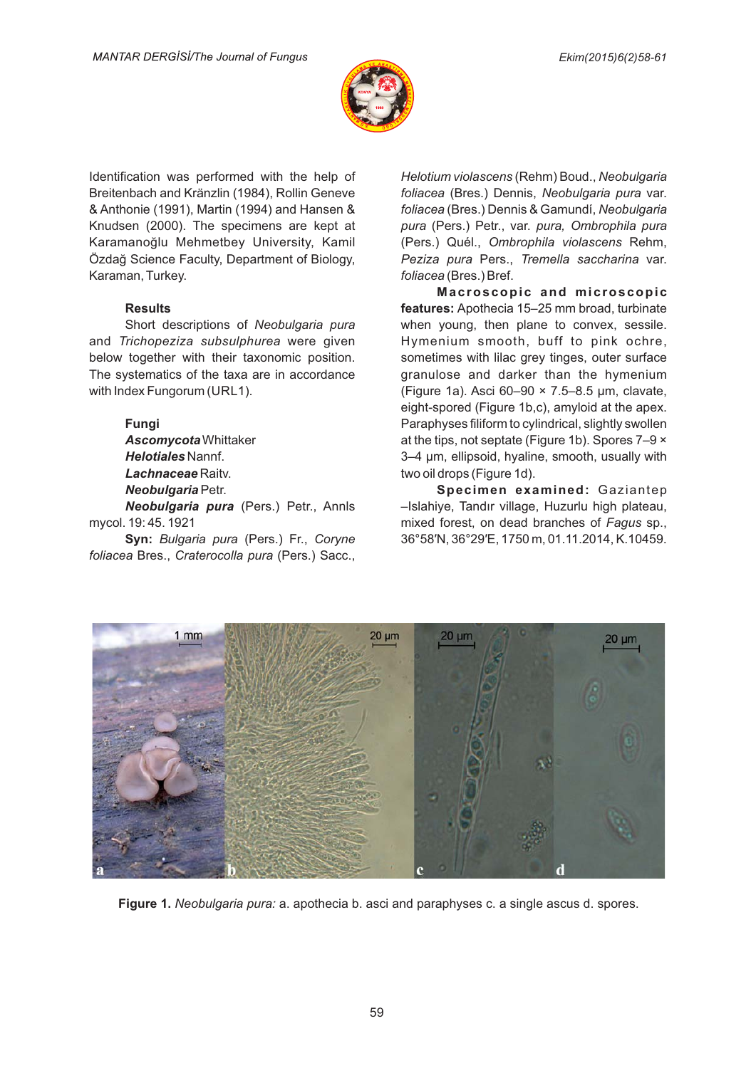Identification was performed with the help of Breitenbach and Kränzlin (1984), Rollin Geneve & Anthonie (1991), Martin (1994) and Hansen & Knudsen (2000). The specimens are kept at Karamanoğlu Mehmetbey University, Kamil Özdağ Science Faculty, Department of Biology, Karaman, Turkey.

## Results

Short descriptions of *Neobulgaria pura* and *Trichopeziza subsulphurea* were given below together with their taxonomic position. The systematics of the taxa are in accordance with Index Fungorum (URL1).

**Fungi**
***Ascomycota*** Whittaker
***Helotiales*** Nannf.
***Lachnaceae*** Raitv.
***Neobulgaria*** Petr.
***Neobulgaria pura*** (Pers.) Petr., Annls mycol. 19: 45. 1921

**Syn:** *Bulgaria pura* (Pers.) Fr., *Coryne foliacea* Bres., *Craterocolla pura* (Pers.) Sacc., *Helotium violascens* (Rehm) Boud., *Neobulgaria foliacea* (Bres.) Dennis, *Neobulgaria pura* var. *foliacea* (Bres.) Dennis & Gamundí, *Neobulgaria pura* (Pers.) Petr., var. *pura, Ombrophila pura* (Pers.) Quél., *Ombrophila violascens* Rehm, *Peziza pura* Pers., *Tremella saccharina* var. *foliacea* (Bres.) Bref.

**Macroscopic and microscopic features:** Apothecia 15–25 mm broad, turbinate when young, then plane to convex, sessile. Hymenium smooth, buff to pink ochre, sometimes with lilac grey tinges, outer surface granulose and darker than the hymenium (Figure 1a). Asci 60–90 × 7.5–8.5 µm, clavate, eight-spored (Figure 1b,c), amyloid at the apex. Paraphyses filiform to cylindrical, slightly swollen at the tips, not septate (Figure 1b). Spores 7–9 × 3–4 µm, ellipsoid, hyaline, smooth, usually with two oil drops (Figure 1d).

**Specimen examined:** Gaziantep –Islahiye, Tandır village, Huzurlu high plateau, mixed forest, on dead branches of *Fagus* sp., 36°58′N, 36°29′E, 1750 m, 01.11.2014, K.10459.

**Figure 1.** *Neobulgaria pura:* a. apothecia b. asci and paraphyses c. a single ascus d. spores.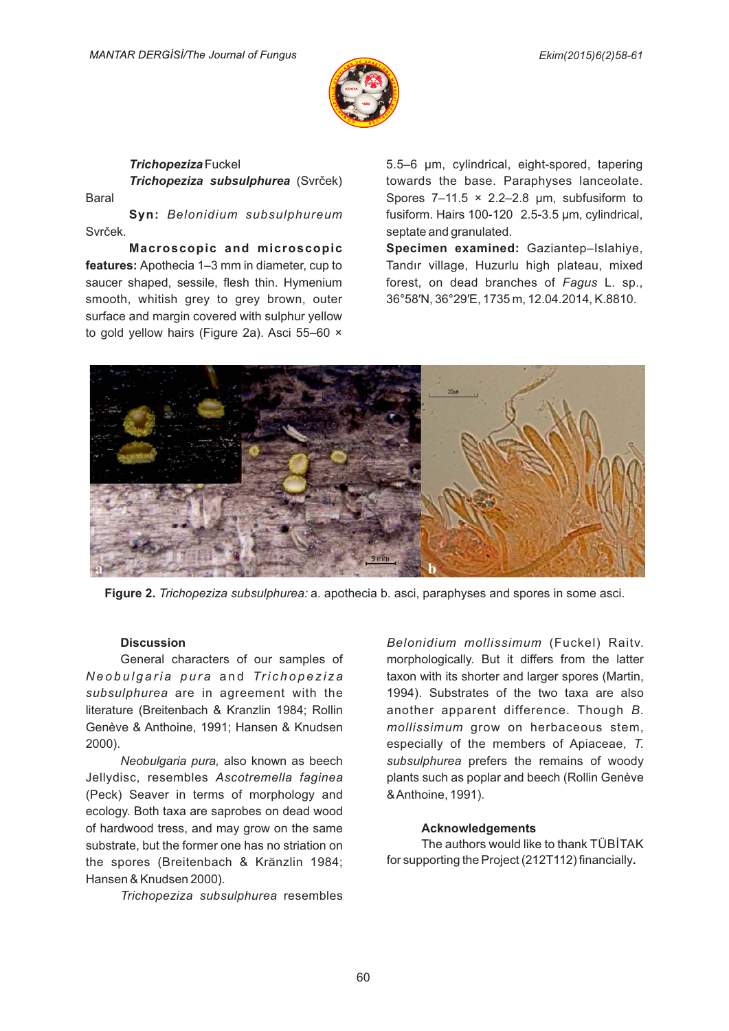***Trichopeziza*** Fuckel

***Trichopeziza subsulphurea*** (Svrček) Baral

**Syn:** *Belonidium subsulphureum* Svrček.

**Macroscopic and microscopic features:** Apothecia 1–3 mm in diameter, cup to saucer shaped, sessile, flesh thin. Hymenium smooth, whitish grey to grey brown, outer surface and margin covered with sulphur yellow to gold yellow hairs (Figure 2a). Asci 55–60 × 5.5–6 µm, cylindrical, eight-spored, tapering towards the base. Paraphyses lanceolate. Spores 7–11.5 × 2.2–2.8 µm, subfusiform to fusiform. Hairs 100-120 2.5-3.5 µm, cylindrical, septate and granulated.

**Specimen examined:** Gaziantep–Islahiye, Tandır village, Huzurlu high plateau, mixed forest, on dead branches of *Fagus* L. sp., 36°58′N, 36°29′E, 1735 m, 12.04.2014, K.8810.

**Figure 2.** *Trichopeziza subsulphurea:* a. apothecia b. asci, paraphyses and spores in some asci.

**Discussion**

General characters of our samples of *Neobulgaria pura* and *Trichopeziza subsulphurea* are in agreement with the literature (Breitenbach & Kranzlin 1984; Rollin Genève & Anthoine, 1991; Hansen & Knudsen 2000).

*Neobulgaria pura,* also known as beech Jellydisc, resembles *Ascotremella faginea* (Peck) Seaver in terms of morphology and ecology. Both taxa are saprobes on dead wood of hardwood tress, and may grow on the same substrate, but the former one has no striation on the spores (Breitenbach & Kränzlin 1984; Hansen & Knudsen 2000).

*Trichopeziza subsulphurea* resembles *Belonidium mollissimum* (Fuckel) Raitv. morphologically. But it differs from the latter taxon with its shorter and larger spores (Martin, 1994). Substrates of the two taxa are also another apparent difference. Though *B. mollissimum* grow on herbaceous stem, especially of the members of Apiaceae, *T. subsulphurea* prefers the remains of woody plants such as poplar and beech (Rollin Genève & Anthoine, 1991).

**Acknowledgements**

The authors would like to thank TÜBİTAK for supporting the Project (212T112) financially.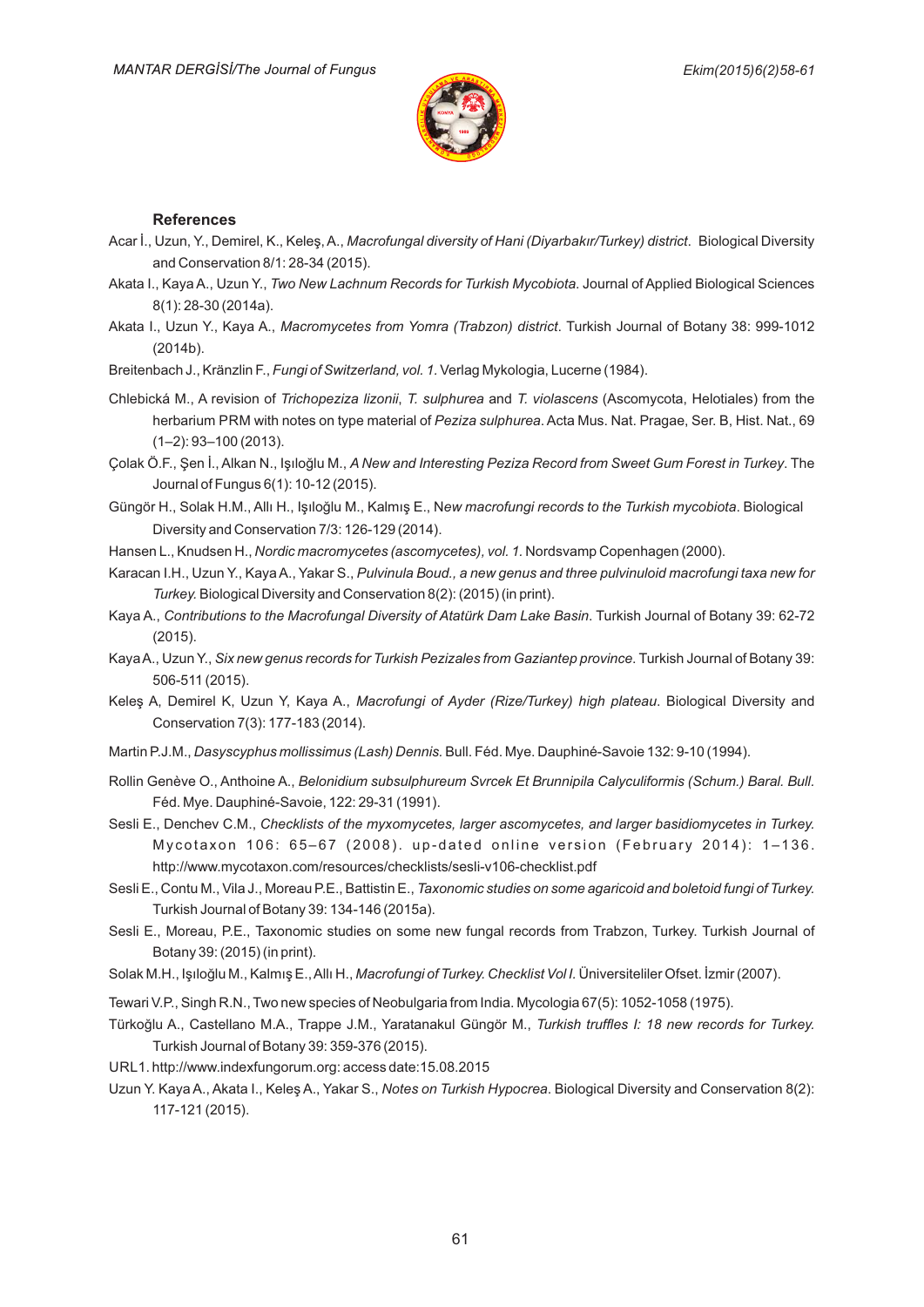### References

Acar İ., Uzun, Y., Demirel, K., Keleş, A., *Macrofungal diversity of Hani (Diyarbakır/Turkey) district*. Biological Diversity and Conservation 8/1: 28-34 (2015).

Akata I., Kaya A., Uzun Y., *Two New Lachnum Records for Turkish Mycobiota*. Journal of Applied Biological Sciences 8(1): 28-30 (2014a).

Akata I., Uzun Y., Kaya A., *Macromycetes from Yomra (Trabzon) district*. Turkish Journal of Botany 38: 999-1012 (2014b).

Breitenbach J., Kränzlin F., *Fungi of Switzerland, vol. 1*. Verlag Mykologia, Lucerne (1984).

Chlebická M., A revision of *Trichopeziza lizonii*, *T. sulphurea* and *T. violascens* (Ascomycota, Helotiales) from the herbarium PRM with notes on type material of *Peziza sulphurea*. Acta Mus. Nat. Pragae, Ser. B, Hist. Nat., 69 (1–2): 93–100 (2013).

Çolak Ö.F., Şen İ., Alkan N., Işıloğlu M., *A New and Interesting Peziza Record from Sweet Gum Forest in Turkey*. The Journal of Fungus 6(1): 10-12 (2015).

Güngör H., Solak H.M., Allı H., Işıloğlu M., Kalmış E., N*ew macrofungi records to the Turkish mycobiota*. Biological Diversity and Conservation 7/3: 126-129 (2014).

Hansen L., Knudsen H., *Nordic macromycetes (ascomycetes), vol. 1*. Nordsvamp Copenhagen (2000).

Karacan I.H., Uzun Y., Kaya A., Yakar S., *Pulvinula Boud., a new genus and three pulvinuloid macrofungi taxa new for Turkey.* Biological Diversity and Conservation 8(2): (2015) (in print).

Kaya A., *Contributions to the Macrofungal Diversity of Atatürk Dam Lake Basin*. Turkish Journal of Botany 39: 62-72 (2015).

Kaya A., Uzun Y., *Six new genus records for Turkish Pezizales from Gaziantep province*. Turkish Journal of Botany 39: 506-511 (2015).

Keleş A, Demirel K, Uzun Y, Kaya A., *Macrofungi of Ayder (Rize/Turkey) high plateau*. Biological Diversity and Conservation 7(3): 177-183 (2014).

Martin P.J.M., *Dasyscyphus mollissimus (Lash) Dennis.* Bull. Féd. Mye. Dauphiné-Savoie 132: 9-10 (1994).

Rollin Genève O., Anthoine A., *Belonidium subsulphureum Svrcek Et Brunnipila Calyculiformis (Schum.) Baral. Bull.* Féd. Mye. Dauphiné-Savoie, 122: 29-31 (1991).

Sesli E., Denchev C.M., *Checklists of the myxomycetes, larger ascomycetes, and larger basidiomycetes in Turkey.* Mycotaxon 106: 65–67 (2008). up-dated online version (February 2014): 1–136. http://www.mycotaxon.com/resources/checklists/sesli-v106-checklist.pdf

Sesli E., Contu M., Vila J., Moreau P.E., Battistin E., *Taxonomic studies on some agaricoid and boletoid fungi of Turkey.* Turkish Journal of Botany 39: 134-146 (2015a).

Sesli E., Moreau, P.E., Taxonomic studies on some new fungal records from Trabzon, Turkey. Turkish Journal of Botany 39: (2015) (in print).

Solak M.H., Işıloğlu M., Kalmış E., Allı H., *Macrofungi of Turkey. Checklist Vol I.* Üniversiteliler Ofset. İzmir (2007).

Tewari V.P., Singh R.N., Two new species of Neobulgaria from India. Mycologia 67(5): 1052-1058 (1975).

Türkoğlu A., Castellano M.A., Trappe J.M., Yaratanakul Güngör M., *Turkish truffles I: 18 new records for Turkey.* Turkish Journal of Botany 39: 359-376 (2015).

URL1. http://www.indexfungorum.org: access date:15.08.2015

Uzun Y. Kaya A., Akata I., Keleş A., Yakar S., *Notes on Turkish Hypocrea*. Biological Diversity and Conservation 8(2): 117-121 (2015).